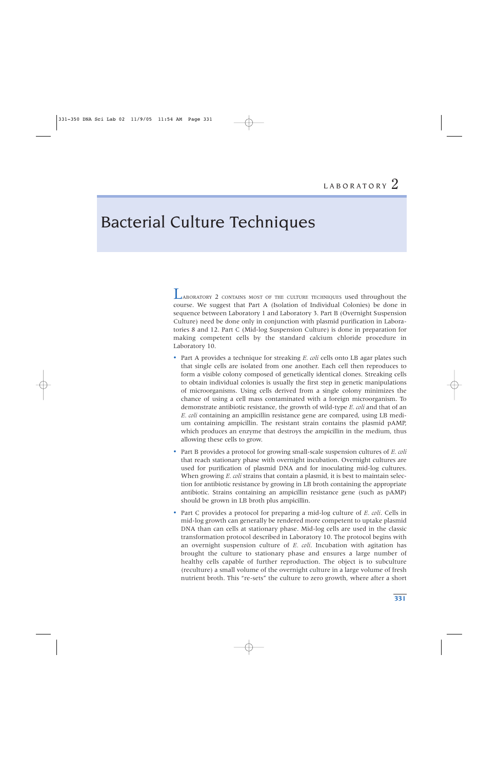# LABORATORY 2

# Bacterial Culture Techniques

Laboratory 2 contains most of the culture techniques used throughout the course. We suggest that Part A (Isolation of Individual Colonies) be done in sequence between Laboratory 1 and Laboratory 3. Part B (Overnight Suspension Culture) need be done only in conjunction with plasmid purification in Laboratories 8 and 12. Part C (Mid-log Suspension Culture) is done in preparation for making competent cells by the standard calcium chloride procedure in Laboratory 10.

- Part A provides a technique for streaking *E. coli* cells onto LB agar plates such that single cells are isolated from one another. Each cell then reproduces to form a visible colony composed of genetically identical clones. Streaking cells to obtain individual colonies is usually the first step in genetic manipulations of microorganisms. Using cells derived from a single colony minimizes the chance of using a cell mass contaminated with a foreign microorganism. To demonstrate antibiotic resistance, the growth of wild-type *E. coli* and that of an *E. coli* containing an ampicillin resistance gene are compared, using LB medium containing ampicillin. The resistant strain contains the plasmid pAMP, which produces an enzyme that destroys the ampicillin in the medium, thus allowing these cells to grow.

- Part B provides a protocol for growing small-scale suspension cultures of *E. coli* that reach stationary phase with overnight incubation. Overnight cultures are used for purification of plasmid DNA and for inoculating mid-log cultures. When growing *E. coli* strains that contain a plasmid, it is best to maintain selection for antibiotic resistance by growing in LB broth containing the appropriate antibiotic. Strains containing an ampicillin resistance gene (such as pAMP) should be grown in LB broth plus ampicillin.

- Part C provides a protocol for preparing a mid-log culture of *E. coli*. Cells in mid-log growth can generally be rendered more competent to uptake plasmid DNA than can cells at stationary phase. Mid-log cells are used in the classic transformation protocol described in Laboratory 10. The protocol begins with an overnight suspension culture of *E. coli*. Incubation with agitation has brought the culture to stationary phase and ensures a large number of healthy cells capable of further reproduction. The object is to subculture (reculture) a small volume of the overnight culture in a large volume of fresh nutrient broth. This "re-sets" the culture to zero growth, where after a short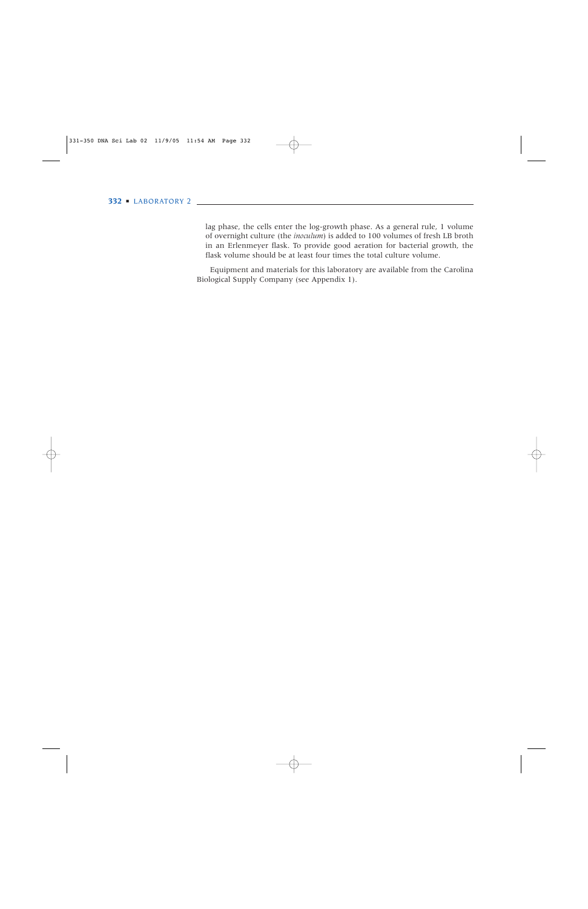lag phase, the cells enter the log-growth phase. As a general rule, 1 volume of overnight culture (the *inoculum*) is added to 100 volumes of fresh LB broth in an Erlenmeyer flask. To provide good aeration for bacterial growth, the flask volume should be at least four times the total culture volume.

Equipment and materials for this laboratory are available from the Carolina Biological Supply Company (see Appendix 1).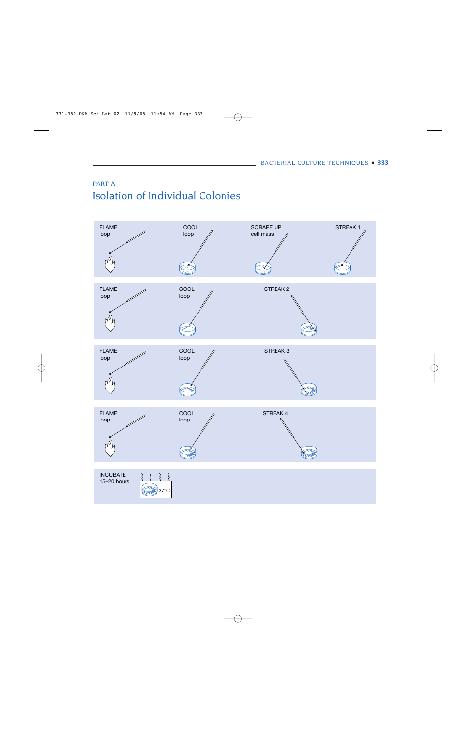PART A

# Isolation of Individual Colonies

FLAME loop

COOL loop

SCRAPE UP cell mass

STREAK 1

FLAME loop

COOL loop

STREAK 2

FLAME loop

COOL loop

STREAK 3

FLAME loop

COOL loop

STREAK 4

INCUBATE 15–20 hours

37°C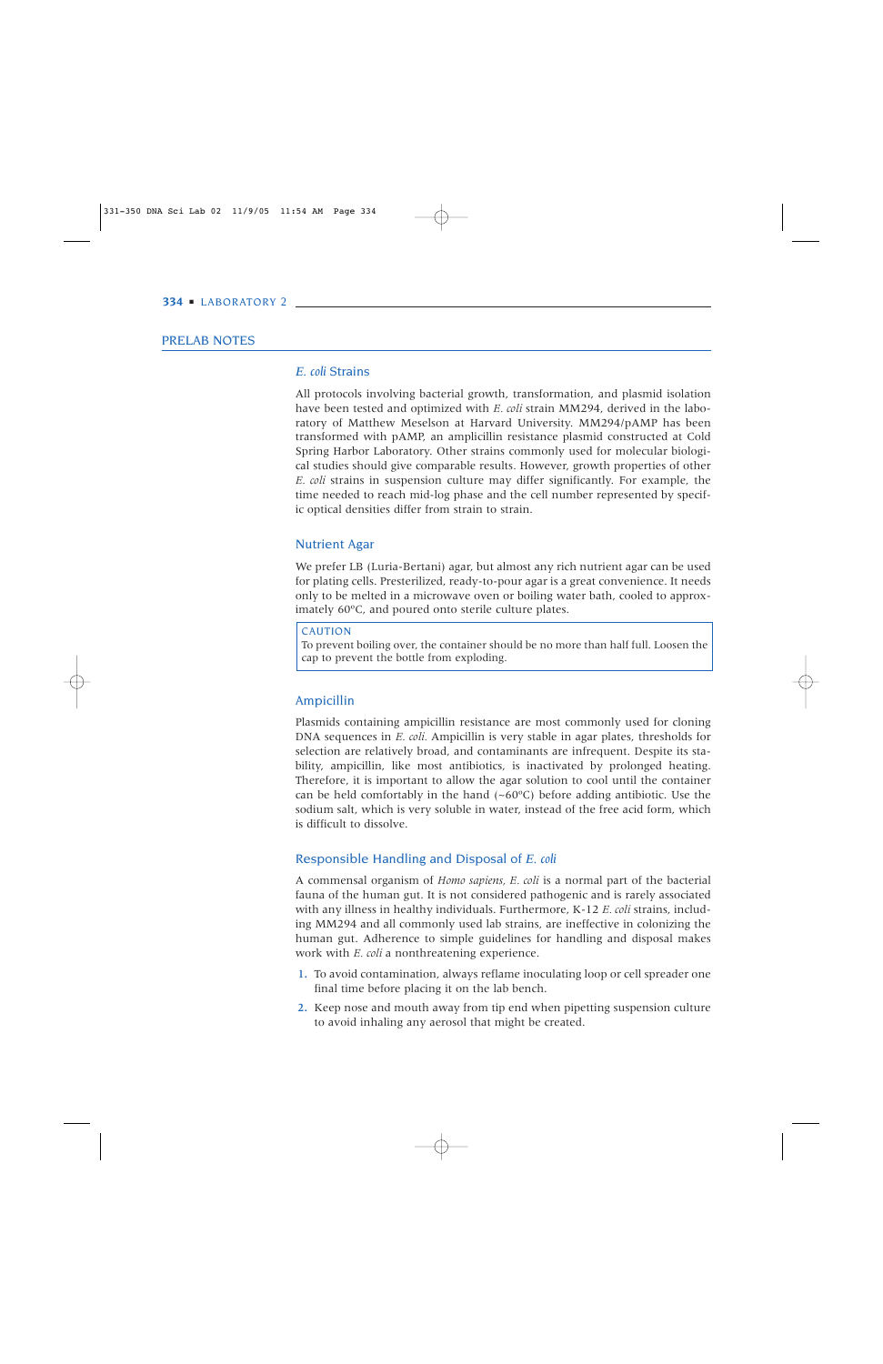## PRELAB NOTES

### *E. coli* Strains

All protocols involving bacterial growth, transformation, and plasmid isolation have been tested and optimized with *E. coli* strain MM294, derived in the laboratory of Matthew Meselson at Harvard University. MM294/pAMP has been transformed with pAMP, an amplicillin resistance plasmid constructed at Cold Spring Harbor Laboratory. Other strains commonly used for molecular biological studies should give comparable results. However, growth properties of other *E. coli* strains in suspension culture may differ significantly. For example, the time needed to reach mid-log phase and the cell number represented by specific optical densities differ from strain to strain.

### Nutrient Agar

We prefer LB (Luria-Bertani) agar, but almost any rich nutrient agar can be used for plating cells. Presterilized, ready-to-pour agar is a great convenience. It needs only to be melted in a microwave oven or boiling water bath, cooled to approximately 60°C, and poured onto sterile culture plates.

> CAUTION
> To prevent boiling over, the container should be no more than half full. Loosen the cap to prevent the bottle from exploding.

### Ampicillin

Plasmids containing ampicillin resistance are most commonly used for cloning DNA sequences in *E. coli*. Ampicillin is very stable in agar plates, thresholds for selection are relatively broad, and contaminants are infrequent. Despite its stability, ampicillin, like most antibiotics, is inactivated by prolonged heating. Therefore, it is important to allow the agar solution to cool until the container can be held comfortably in the hand (~60°C) before adding antibiotic. Use the sodium salt, which is very soluble in water, instead of the free acid form, which is difficult to dissolve.

### Responsible Handling and Disposal of *E. coli*

A commensal organism of *Homo sapiens*, *E. coli* is a normal part of the bacterial fauna of the human gut. It is not considered pathogenic and is rarely associated with any illness in healthy individuals. Furthermore, K-12 *E. coli* strains, including MM294 and all commonly used lab strains, are ineffective in colonizing the human gut. Adherence to simple guidelines for handling and disposal makes work with *E. coli* a nonthreatening experience.

1. To avoid contamination, always reflame inoculating loop or cell spreader one final time before placing it on the lab bench.
2. Keep nose and mouth away from tip end when pipetting suspension culture to avoid inhaling any aerosol that might be created.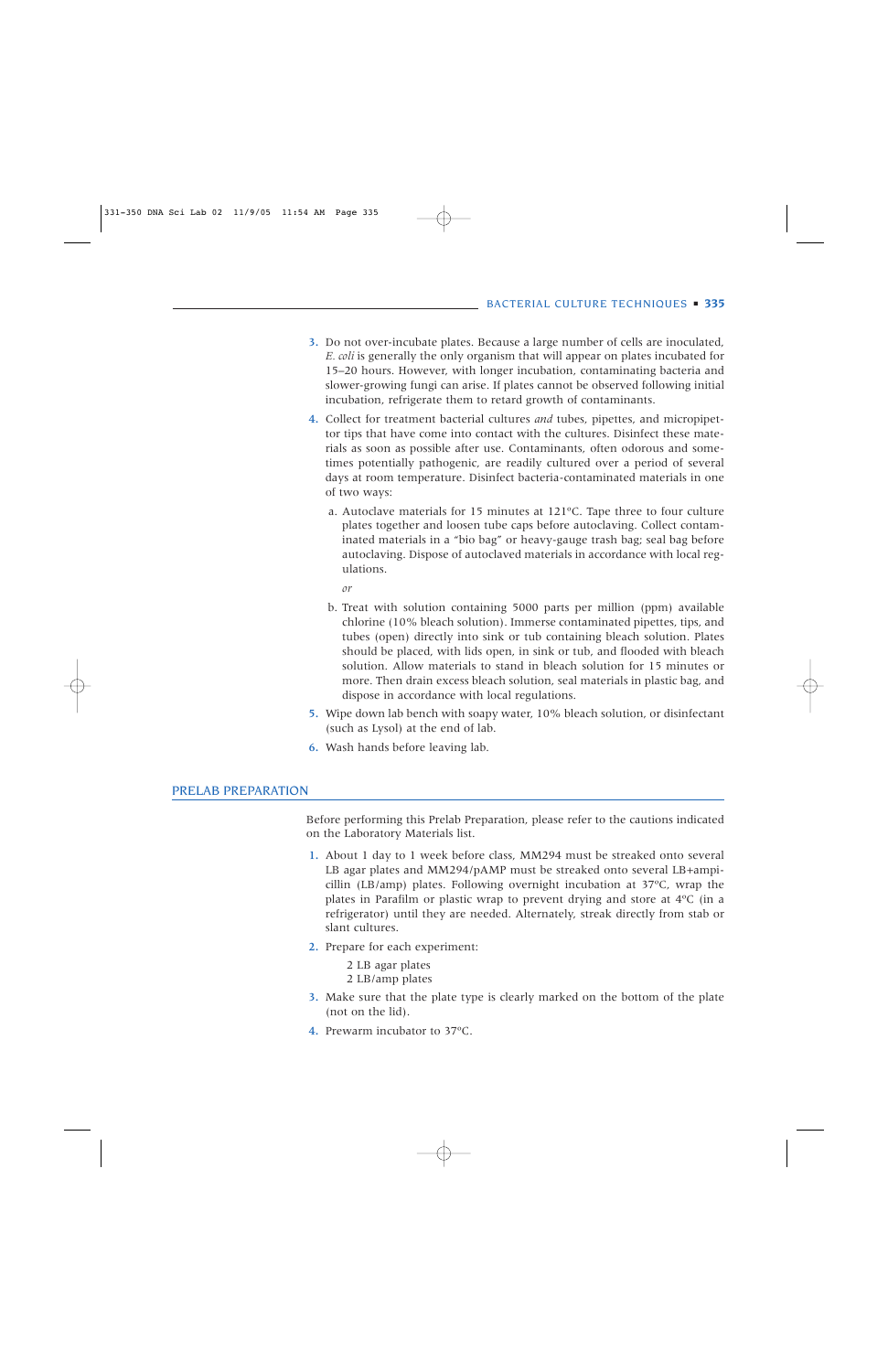3. Do not over-incubate plates. Because a large number of cells are inoculated, *E. coli* is generally the only organism that will appear on plates incubated for 15–20 hours. However, with longer incubation, contaminating bacteria and slower-growing fungi can arise. If plates cannot be observed following initial incubation, refrigerate them to retard growth of contaminants.

4. Collect for treatment bacterial cultures *and* tubes, pipettes, and micropipettor tips that have come into contact with the cultures. Disinfect these materials as soon as possible after use. Contaminants, often odorous and sometimes potentially pathogenic, are readily cultured over a period of several days at room temperature. Disinfect bacteria-contaminated materials in one of two ways:

   a. Autoclave materials for 15 minutes at 121°C. Tape three to four culture plates together and loosen tube caps before autoclaving. Collect contaminated materials in a "bio bag" or heavy-gauge trash bag; seal bag before autoclaving. Dispose of autoclaved materials in accordance with local regulations.

   *or*

   b. Treat with solution containing 5000 parts per million (ppm) available chlorine (10% bleach solution). Immerse contaminated pipettes, tips, and tubes (open) directly into sink or tub containing bleach solution. Plates should be placed, with lids open, in sink or tub, and flooded with bleach solution. Allow materials to stand in bleach solution for 15 minutes or more. Then drain excess bleach solution, seal materials in plastic bag, and dispose in accordance with local regulations.

5. Wipe down lab bench with soapy water, 10% bleach solution, or disinfectant (such as Lysol) at the end of lab.

6. Wash hands before leaving lab.

## PRELAB PREPARATION

Before performing this Prelab Preparation, please refer to the cautions indicated on the Laboratory Materials list.

1. About 1 day to 1 week before class, MM294 must be streaked onto several LB agar plates and MM294/pAMP must be streaked onto several LB+ampicillin (LB/amp) plates. Following overnight incubation at 37°C, wrap the plates in Parafilm or plastic wrap to prevent drying and store at 4°C (in a refrigerator) until they are needed. Alternately, streak directly from stab or slant cultures.

2. Prepare for each experiment:

   2 LB agar plates
   2 LB/amp plates

3. Make sure that the plate type is clearly marked on the bottom of the plate (not on the lid).

4. Prewarm incubator to 37°C.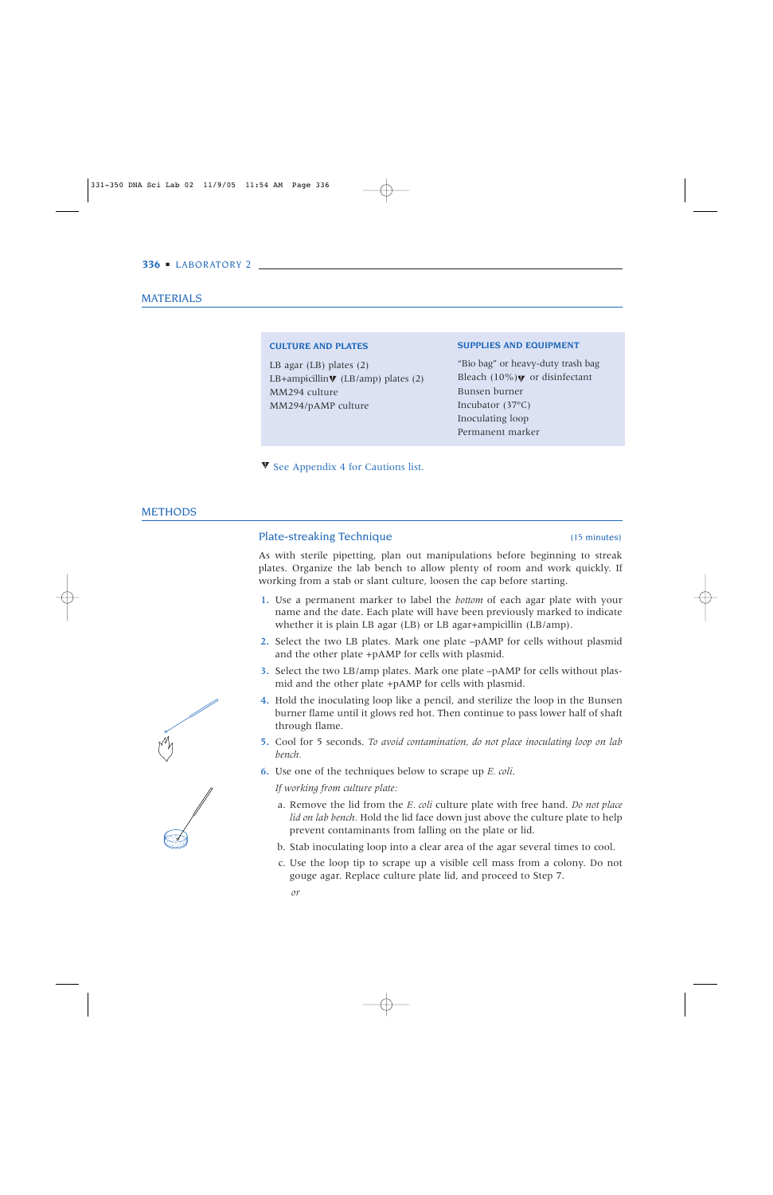## MATERIALS

| CULTURE AND PLATES | SUPPLIES AND EQUIPMENT |
| --- | --- |
| LB agar (LB) plates (2) | "Bio bag" or heavy-duty trash bag |
| LB+ampicillin▼ (LB/amp) plates (2) | Bleach (10%)▼ or disinfectant |
| MM294 culture | Bunsen burner |
| MM294/pAMP culture | Incubator (37°C) |
| | Inoculating loop |
| | Permanent marker |

▼ See Appendix 4 for Cautions list.

## METHODS

### Plate-streaking Technique

(15 minutes)

As with sterile pipetting, plan out manipulations before beginning to streak plates. Organize the lab bench to allow plenty of room and work quickly. If working from a stab or slant culture, loosen the cap before starting.

1. Use a permanent marker to label the *bottom* of each agar plate with your name and the date. Each plate will have been previously marked to indicate whether it is plain LB agar (LB) or LB agar+ampicillin (LB/amp).
2. Select the two LB plates. Mark one plate –pAMP for cells without plasmid and the other plate +pAMP for cells with plasmid.
3. Select the two LB/amp plates. Mark one plate –pAMP for cells without plasmid and the other plate +pAMP for cells with plasmid.
4. Hold the inoculating loop like a pencil, and sterilize the loop in the Bunsen burner flame until it glows red hot. Then continue to pass lower half of shaft through flame.
5. Cool for 5 seconds. *To avoid contamination, do not place inoculating loop on lab bench.*
6. Use one of the techniques below to scrape up *E. coli*.

   *If working from culture plate:*

   a. Remove the lid from the *E. coli* culture plate with free hand. *Do not place lid on lab bench.* Hold the lid face down just above the culture plate to help prevent contaminants from falling on the plate or lid.

   b. Stab inoculating loop into a clear area of the agar several times to cool.

   c. Use the loop tip to scrape up a visible cell mass from a colony. Do not gouge agar. Replace culture plate lid, and proceed to Step 7.

   *or*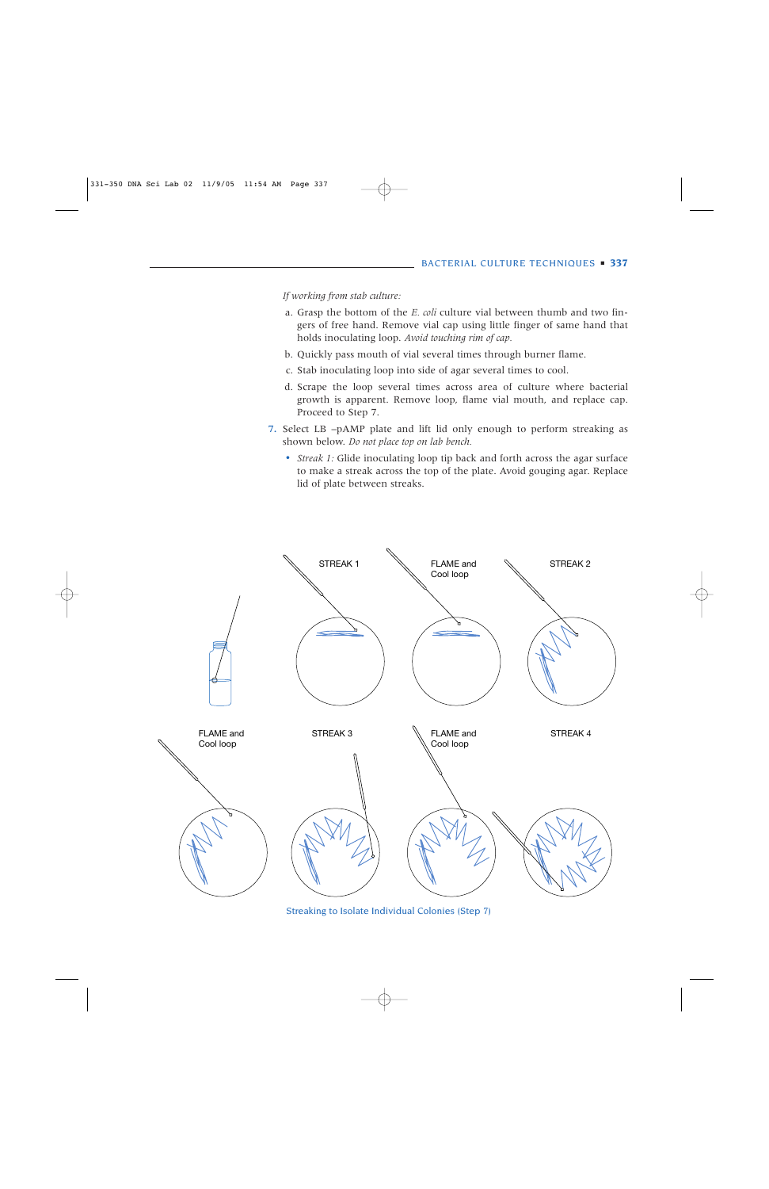*If working from stab culture:*

a. Grasp the bottom of the *E. coli* culture vial between thumb and two fingers of free hand. Remove vial cap using little finger of same hand that holds inoculating loop. *Avoid touching rim of cap.*

b. Quickly pass mouth of vial several times through burner flame.

c. Stab inoculating loop into side of agar several times to cool.

d. Scrape the loop several times across area of culture where bacterial growth is apparent. Remove loop, flame vial mouth, and replace cap. Proceed to Step 7.

7. Select LB –pAMP plate and lift lid only enough to perform streaking as shown below. *Do not place top on lab bench.*

   - *Streak 1:* Glide inoculating loop tip back and forth across the agar surface to make a streak across the top of the plate. Avoid gouging agar. Replace lid of plate between streaks.

STREAK 1 | FLAME and Cool loop | STREAK 2

FLAME and Cool loop | STREAK 3 | FLAME and Cool loop | STREAK 4

Streaking to Isolate Individual Colonies (Step 7)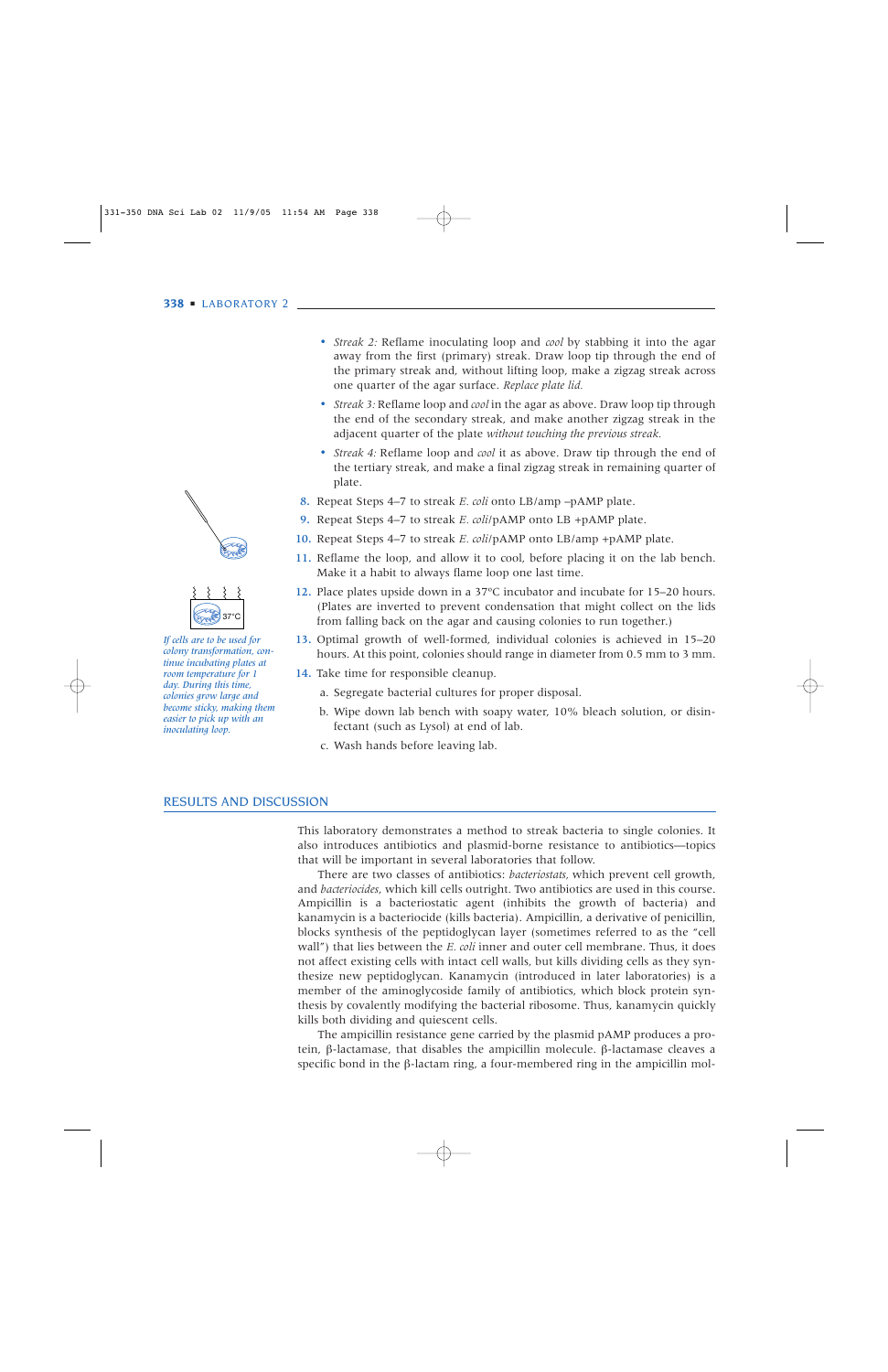- *Streak 2:* Reflame inoculating loop and *cool* by stabbing it into the agar away from the first (primary) streak. Draw loop tip through the end of the primary streak and, without lifting loop, make a zigzag streak across one quarter of the agar surface. *Replace plate lid.*
- *Streak 3:* Reflame loop and *cool* in the agar as above. Draw loop tip through the end of the secondary streak, and make another zigzag streak in the adjacent quarter of the plate *without touching the previous streak.*
- *Streak 4:* Reflame loop and *cool* it as above. Draw tip through the end of the tertiary streak, and make a final zigzag streak in remaining quarter of plate.

8. Repeat Steps 4–7 to streak *E. coli* onto LB/amp –pAMP plate.
9. Repeat Steps 4–7 to streak *E. coli*/pAMP onto LB +pAMP plate.
10. Repeat Steps 4–7 to streak *E. coli*/pAMP onto LB/amp +pAMP plate.
11. Reflame the loop, and allow it to cool, before placing it on the lab bench. Make it a habit to always flame loop one last time.
12. Place plates upside down in a 37°C incubator and incubate for 15–20 hours. (Plates are inverted to prevent condensation that might collect on the lids from falling back on the agar and causing colonies to run together.)
13. Optimal growth of well-formed, individual colonies is achieved in 15–20 hours. At this point, colonies should range in diameter from 0.5 mm to 3 mm.
14. Take time for responsible cleanup.
    a. Segregate bacterial cultures for proper disposal.
    b. Wipe down lab bench with soapy water, 10% bleach solution, or disinfectant (such as Lysol) at end of lab.
    c. Wash hands before leaving lab.

*If cells are to be used for colony transformation, continue incubating plates at room temperature for 1 day. During this time, colonies grow large and become sticky, making them easier to pick up with an inoculating loop.*

## RESULTS AND DISCUSSION

This laboratory demonstrates a method to streak bacteria to single colonies. It also introduces antibiotics and plasmid-borne resistance to antibiotics—topics that will be important in several laboratories that follow.

There are two classes of antibiotics: *bacteriostats,* which prevent cell growth, and *bacteriocides,* which kill cells outright. Two antibiotics are used in this course. Ampicillin is a bacteriostatic agent (inhibits the growth of bacteria) and kanamycin is a bacteriocide (kills bacteria). Ampicillin, a derivative of penicillin, blocks synthesis of the peptidoglycan layer (sometimes referred to as the "cell wall") that lies between the *E. coli* inner and outer cell membrane. Thus, it does not affect existing cells with intact cell walls, but kills dividing cells as they synthesize new peptidoglycan. Kanamycin (introduced in later laboratories) is a member of the aminoglycoside family of antibiotics, which block protein synthesis by covalently modifying the bacterial ribosome. Thus, kanamycin quickly kills both dividing and quiescent cells.

The ampicillin resistance gene carried by the plasmid pAMP produces a protein, β-lactamase, that disables the ampicillin molecule. β-lactamase cleaves a specific bond in the β-lactam ring, a four-membered ring in the ampicillin mol-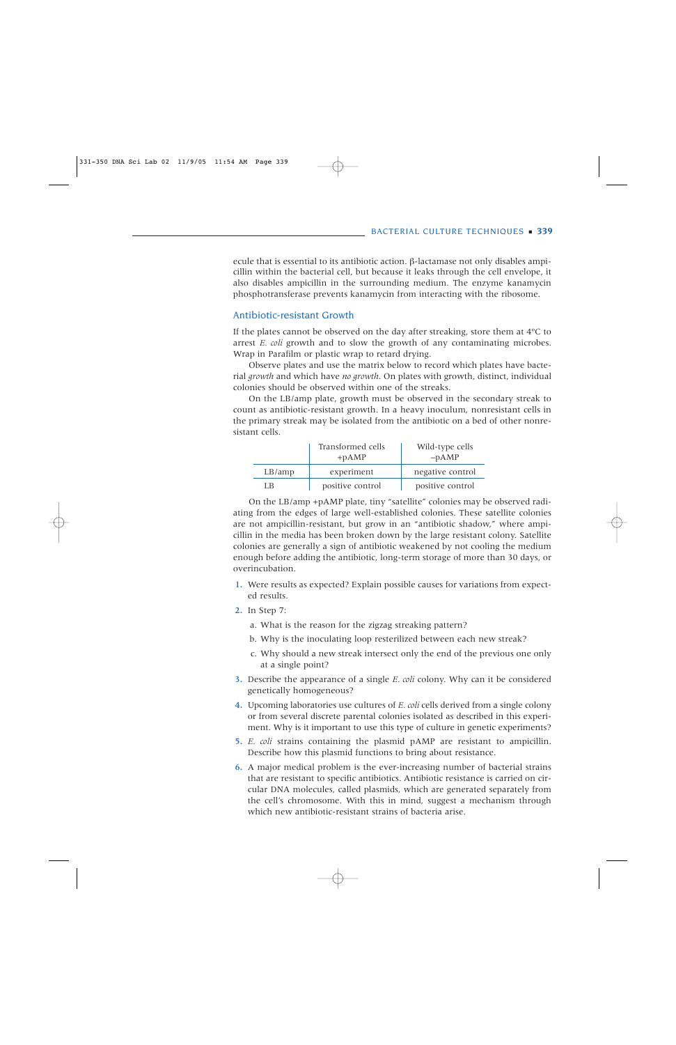ecule that is essential to its antibiotic action. β-lactamase not only disables ampicillin within the bacterial cell, but because it leaks through the cell envelope, it also disables ampicillin in the surrounding medium. The enzyme kanamycin phosphotransferase prevents kanamycin from interacting with the ribosome.

## Antibiotic-resistant Growth

If the plates cannot be observed on the day after streaking, store them at 4°C to arrest *E. coli* growth and to slow the growth of any contaminating microbes. Wrap in Parafilm or plastic wrap to retard drying.

Observe plates and use the matrix below to record which plates have bacterial *growth* and which have *no growth*. On plates with growth, distinct, individual colonies should be observed within one of the streaks.

On the LB/amp plate, growth must be observed in the secondary streak to count as antibiotic-resistant growth. In a heavy inoculum, nonresistant cells in the primary streak may be isolated from the antibiotic on a bed of other nonresistant cells.

| | Transformed cells +pAMP | Wild-type cells –pAMP |
|---|---|---|
| LB/amp | experiment | negative control |
| LB | positive control | positive control |

On the LB/amp +pAMP plate, tiny "satellite" colonies may be observed radiating from the edges of large well-established colonies. These satellite colonies are not ampicillin-resistant, but grow in an "antibiotic shadow," where ampicillin in the media has been broken down by the large resistant colony. Satellite colonies are generally a sign of antibiotic weakened by not cooling the medium enough before adding the antibiotic, long-term storage of more than 30 days, or overincubation.

1. Were results as expected? Explain possible causes for variations from expected results.
2. In Step 7:
   a. What is the reason for the zigzag streaking pattern?
   b. Why is the inoculating loop resterilized between each new streak?
   c. Why should a new streak intersect only the end of the previous one only at a single point?
3. Describe the appearance of a single *E. coli* colony. Why can it be considered genetically homogeneous?
4. Upcoming laboratories use cultures of *E. coli* cells derived from a single colony or from several discrete parental colonies isolated as described in this experiment. Why is it important to use this type of culture in genetic experiments?
5. *E. coli* strains containing the plasmid pAMP are resistant to ampicillin. Describe how this plasmid functions to bring about resistance.
6. A major medical problem is the ever-increasing number of bacterial strains that are resistant to specific antibiotics. Antibiotic resistance is carried on circular DNA molecules, called plasmids, which are generated separately from the cell's chromosome. With this in mind, suggest a mechanism through which new antibiotic-resistant strains of bacteria arise.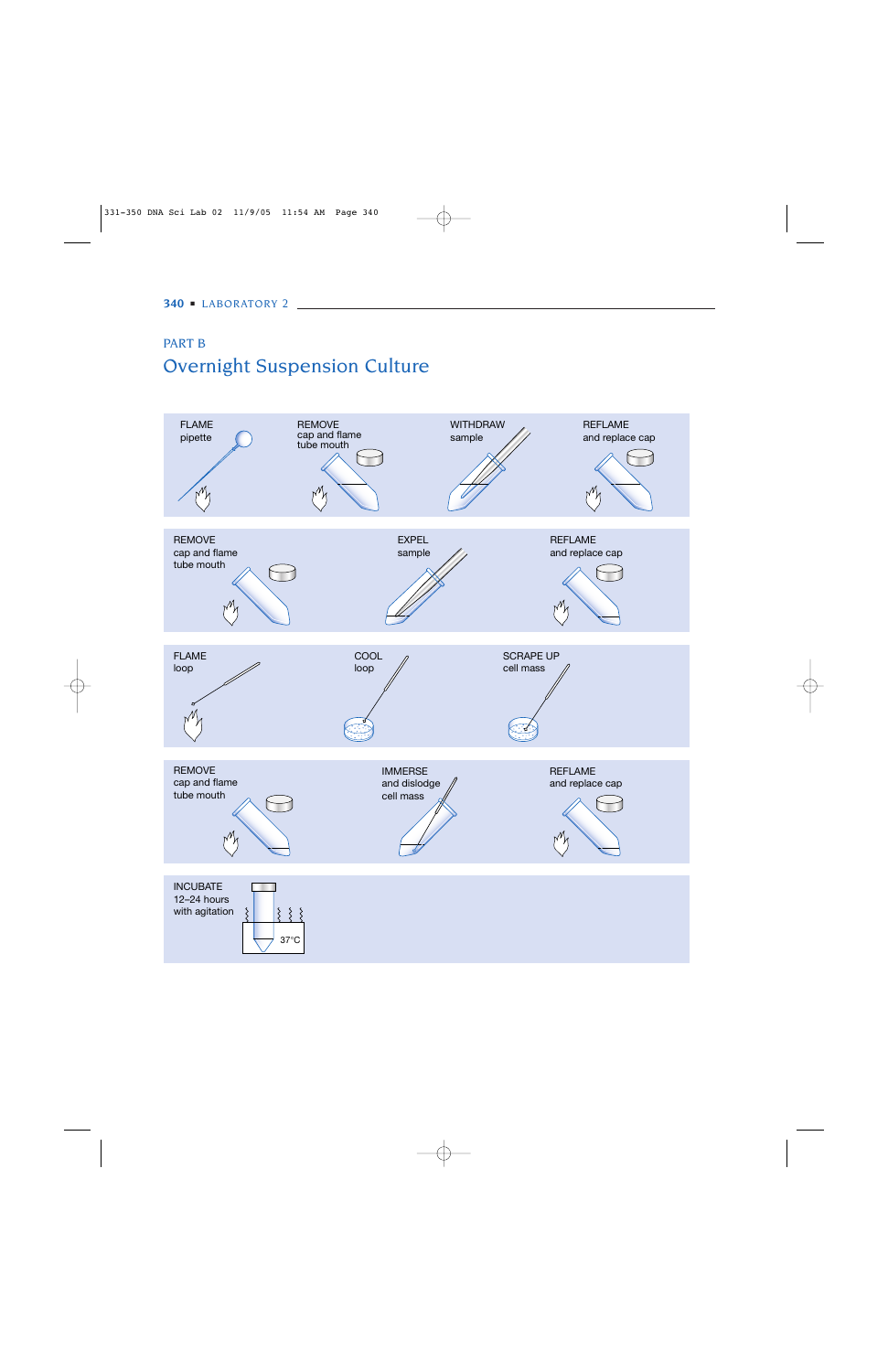PART B

## Overnight Suspension Culture

FLAME pipette

REMOVE cap and flame tube mouth

WITHDRAW sample

REFLAME and replace cap

REMOVE cap and flame tube mouth

EXPEL sample

REFLAME and replace cap

FLAME loop

COOL loop

SCRAPE UP cell mass

REMOVE cap and flame tube mouth

IMMERSE and dislodge cell mass

REFLAME and replace cap

INCUBATE 12–24 hours with agitation

37°C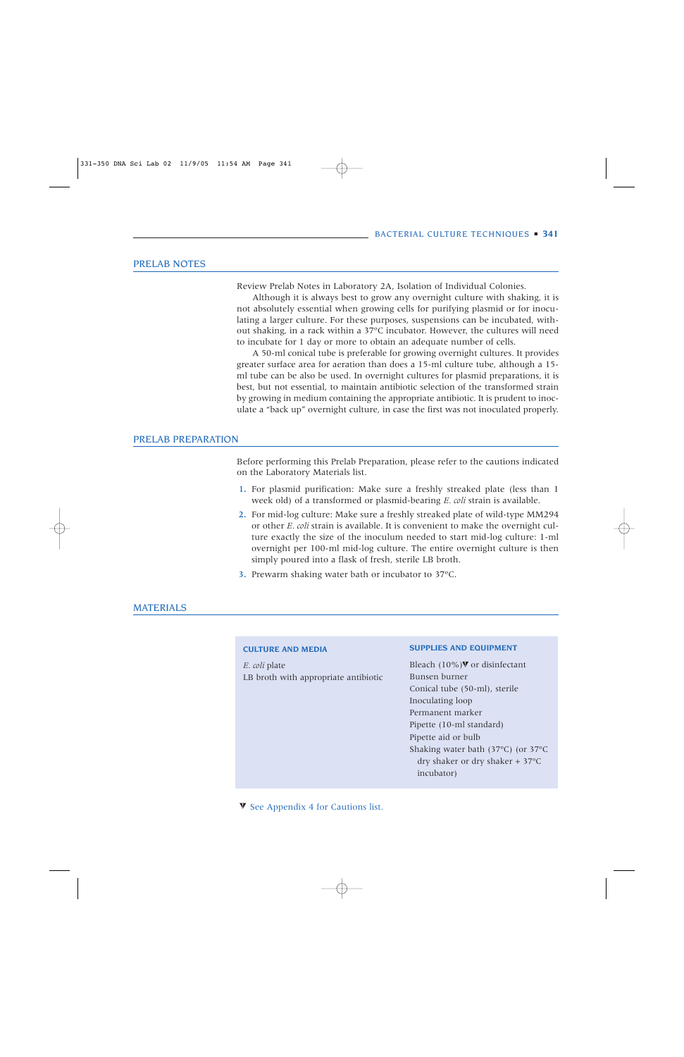## PRELAB NOTES

Review Prelab Notes in Laboratory 2A, Isolation of Individual Colonies.

Although it is always best to grow any overnight culture with shaking, it is not absolutely essential when growing cells for purifying plasmid or for inoculating a larger culture. For these purposes, suspensions can be incubated, without shaking, in a rack within a 37°C incubator. However, the cultures will need to incubate for 1 day or more to obtain an adequate number of cells.

A 50-ml conical tube is preferable for growing overnight cultures. It provides greater surface area for aeration than does a 15-ml culture tube, although a 15-ml tube can be also be used. In overnight cultures for plasmid preparations, it is best, but not essential, to maintain antibiotic selection of the transformed strain by growing in medium containing the appropriate antibiotic. It is prudent to inoculate a "back up" overnight culture, in case the first was not inoculated properly.

## PRELAB PREPARATION

Before performing this Prelab Preparation, please refer to the cautions indicated on the Laboratory Materials list.

1. For plasmid purification: Make sure a freshly streaked plate (less than 1 week old) of a transformed or plasmid-bearing *E. coli* strain is available.
2. For mid-log culture: Make sure a freshly streaked plate of wild-type MM294 or other *E. coli* strain is available. It is convenient to make the overnight culture exactly the size of the inoculum needed to start mid-log culture: 1-ml overnight per 100-ml mid-log culture. The entire overnight culture is then simply poured into a flask of fresh, sterile LB broth.
3. Prewarm shaking water bath or incubator to 37°C.

## MATERIALS

**CULTURE AND MEDIA**

*E. coli* plate
LB broth with appropriate antibiotic

**SUPPLIES AND EQUIPMENT**

Bleach (10%)<!-- ! -->
Bleach (10%)! or disinfectant
Bunsen burner
Conical tube (50-ml), sterile
Inoculating loop
Permanent marker
Pipette (10-ml standard)
Pipette aid or bulb
Shaking water bath (37°C) (or 37°C dry shaker or dry shaker + 37°C incubator)

! See Appendix 4 for Cautions list.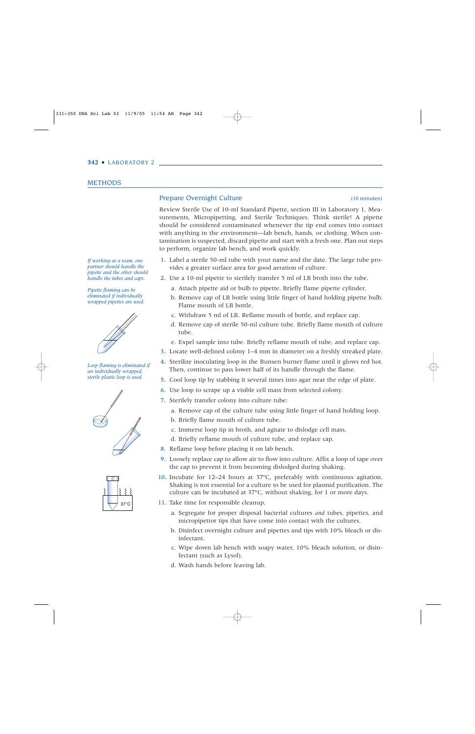## METHODS

### Prepare Overnight Culture (10 minutes)

Review Sterile Use of 10-ml Standard Pipette, section III in Laboratory 1, Measurements, Micropipetting, and Sterile Techniques. Think sterile! A pipette should be considered contaminated whenever the tip end comes into contact with anything in the environment—lab bench, hands, or clothing. When contamination is suspected, discard pipette and start with a fresh one. Plan out steps to perform, organize lab bench, and work quickly.

*If working as a team, one partner should handle the pipette and the other should handle the tubes and caps.*

*Pipette flaming can be eliminated if individually wrapped pipettes are used.*

1. Label a sterile 50-ml tube with your name and the date. The large tube provides a greater surface area for good aeration of culture.
2. Use a 10-ml pipette to sterilely transfer 5 ml of LB broth into the tube.
   a. Attach pipette aid or bulb to pipette. Briefly flame pipette cylinder.
   b. Remove cap of LB bottle using little finger of hand holding pipette bulb. Flame mouth of LB bottle.
   c. Withdraw 5 ml of LB. Reflame mouth of bottle, and replace cap.
   d. Remove cap of sterile 50-ml culture tube. Briefly flame mouth of culture tube.
   e. Expel sample into tube. Briefly reflame mouth of tube, and replace cap.
3. Locate well-defined colony 1–4 mm in diameter on a freshly streaked plate.
4. Sterilize inoculating loop in the Bunsen burner flame until it glows red hot. Then, continue to pass lower half of its handle through the flame.

*Loop flaming is eliminated if an individually wrapped, sterile plastic loop is used.*

5. Cool loop tip by stabbing it several times into agar near the edge of plate.
6. Use loop to scrape up a visible cell mass from selected colony.
7. Sterilely transfer colony into culture tube:
   a. Remove cap of the culture tube using little finger of hand holding loop.
   b. Briefly flame mouth of culture tube.
   c. Immerse loop tip in broth, and agitate to dislodge cell mass.
   d. Briefly reflame mouth of culture tube, and replace cap.
8. Reflame loop before placing it on lab bench.
9. Loosely replace cap to allow air to flow into culture. Affix a loop of tape over the cap to prevent it from becoming dislodged during shaking.
10. Incubate for 12–24 hours at 37°C, preferably with continuous agitation. Shaking is not essential for a culture to be used for plasmid purification. The culture can be incubated at 37°C, without shaking, for 1 or more days.
11. Take time for responsible cleanup.
    a. Segregate for proper disposal bacterial cultures *and* tubes, pipettes, and micropipettor tips that have come into contact with the cultures.
    b. Disinfect overnight culture and pipettes and tips with 10% bleach or disinfectant.
    c. Wipe down lab bench with soapy water, 10% bleach solution, or disinfectant (such as Lysol).
    d. Wash hands before leaving lab.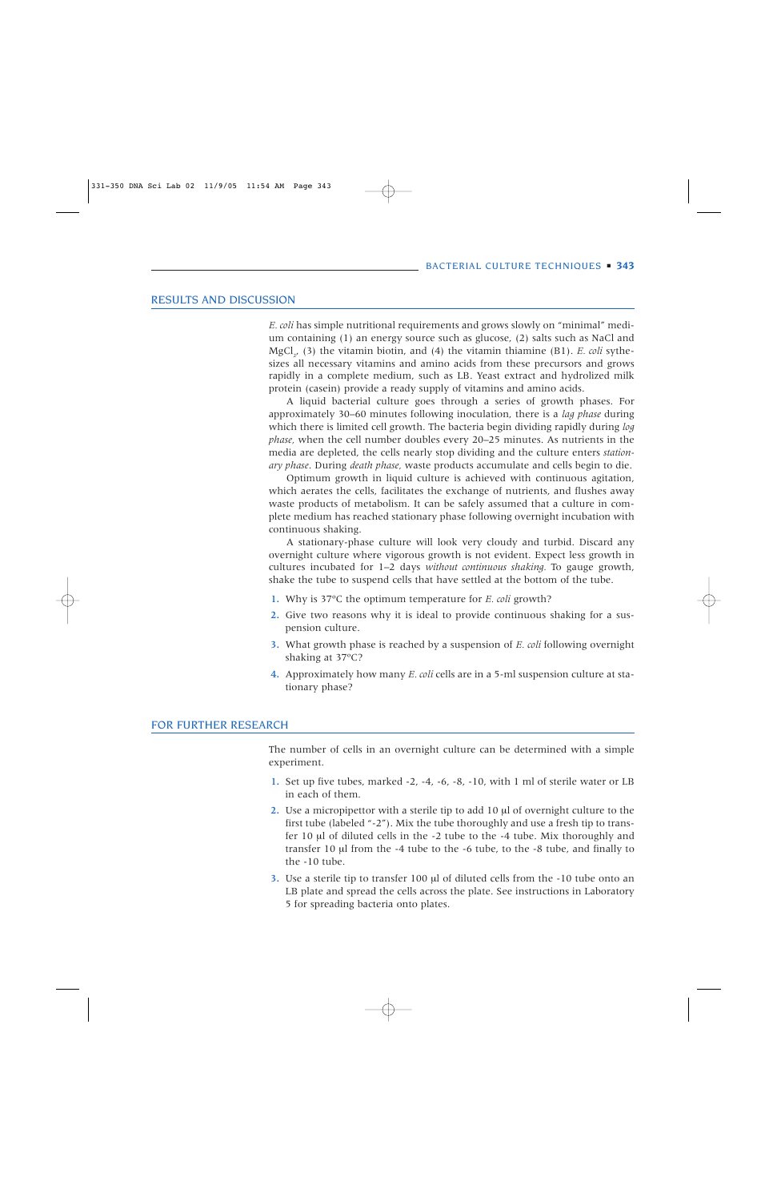## RESULTS AND DISCUSSION

*E. coli* has simple nutritional requirements and grows slowly on "minimal" medium containing (1) an energy source such as glucose, (2) salts such as NaCl and $MgCl_2$, (3) the vitamin biotin, and (4) the vitamin thiamine (B1). *E. coli* sythesizes all necessary vitamins and amino acids from these precursors and grows rapidly in a complete medium, such as LB. Yeast extract and hydrolized milk protein (casein) provide a ready supply of vitamins and amino acids.

A liquid bacterial culture goes through a series of growth phases. For approximately 30–60 minutes following inoculation, there is a *lag phase* during which there is limited cell growth. The bacteria begin dividing rapidly during *log phase*, when the cell number doubles every 20–25 minutes. As nutrients in the media are depleted, the cells nearly stop dividing and the culture enters *stationary phase*. During *death phase*, waste products accumulate and cells begin to die.

Optimum growth in liquid culture is achieved with continuous agitation, which aerates the cells, facilitates the exchange of nutrients, and flushes away waste products of metabolism. It can be safely assumed that a culture in complete medium has reached stationary phase following overnight incubation with continuous shaking.

A stationary-phase culture will look very cloudy and turbid. Discard any overnight culture where vigorous growth is not evident. Expect less growth in cultures incubated for 1–2 days *without continuous shaking*. To gauge growth, shake the tube to suspend cells that have settled at the bottom of the tube.

1. Why is 37°C the optimum temperature for *E. coli* growth?
2. Give two reasons why it is ideal to provide continuous shaking for a suspension culture.
3. What growth phase is reached by a suspension of *E. coli* following overnight shaking at 37°C?
4. Approximately how many *E. coli* cells are in a 5-ml suspension culture at stationary phase?

## FOR FURTHER RESEARCH

The number of cells in an overnight culture can be determined with a simple experiment.

1. Set up five tubes, marked -2, -4, -6, -8, -10, with 1 ml of sterile water or LB in each of them.
2. Use a micropipettor with a sterile tip to add 10 µl of overnight culture to the first tube (labeled "-2"). Mix the tube thoroughly and use a fresh tip to transfer 10 µl of diluted cells in the -2 tube to the -4 tube. Mix thoroughly and transfer 10 µl from the -4 tube to the -6 tube, to the -8 tube, and finally to the -10 tube.
3. Use a sterile tip to transfer 100 µl of diluted cells from the -10 tube onto an LB plate and spread the cells across the plate. See instructions in Laboratory 5 for spreading bacteria onto plates.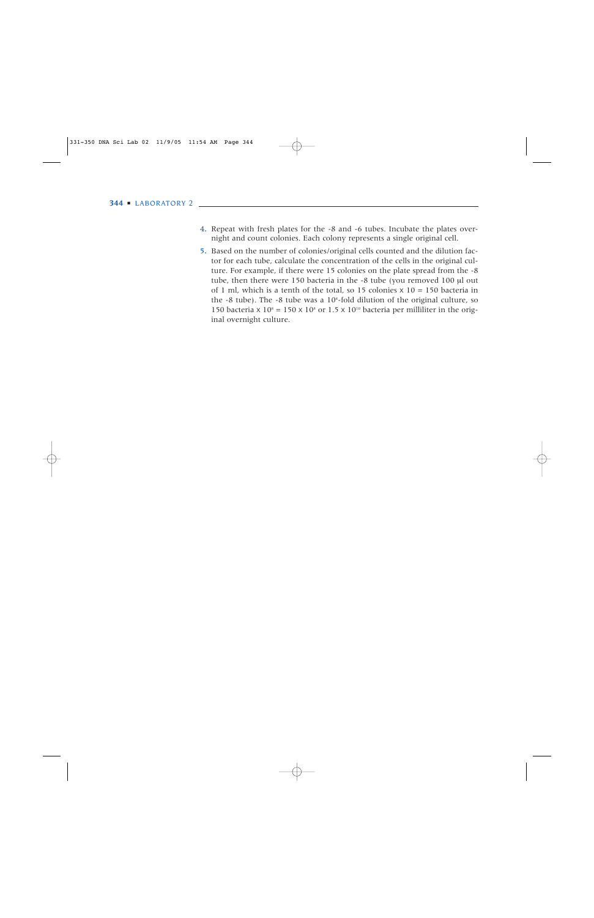4. Repeat with fresh plates for the -8 and -6 tubes. Incubate the plates overnight and count colonies. Each colony represents a single original cell.

5. Based on the number of colonies/original cells counted and the dilution factor for each tube, calculate the concentration of the cells in the original culture. For example, if there were 15 colonies on the plate spread from the -8 tube, then there were 150 bacteria in the -8 tube (you removed 100 µl out of 1 ml, which is a tenth of the total, so 15 colonies x 10 = 150 bacteria in the -8 tube). The -8 tube was a $10^8$-fold dilution of the original culture, so 150 bacteria x $10^8$ = 150 x $10^8$ or 1.5 x $10^{10}$ bacteria per milliliter in the original overnight culture.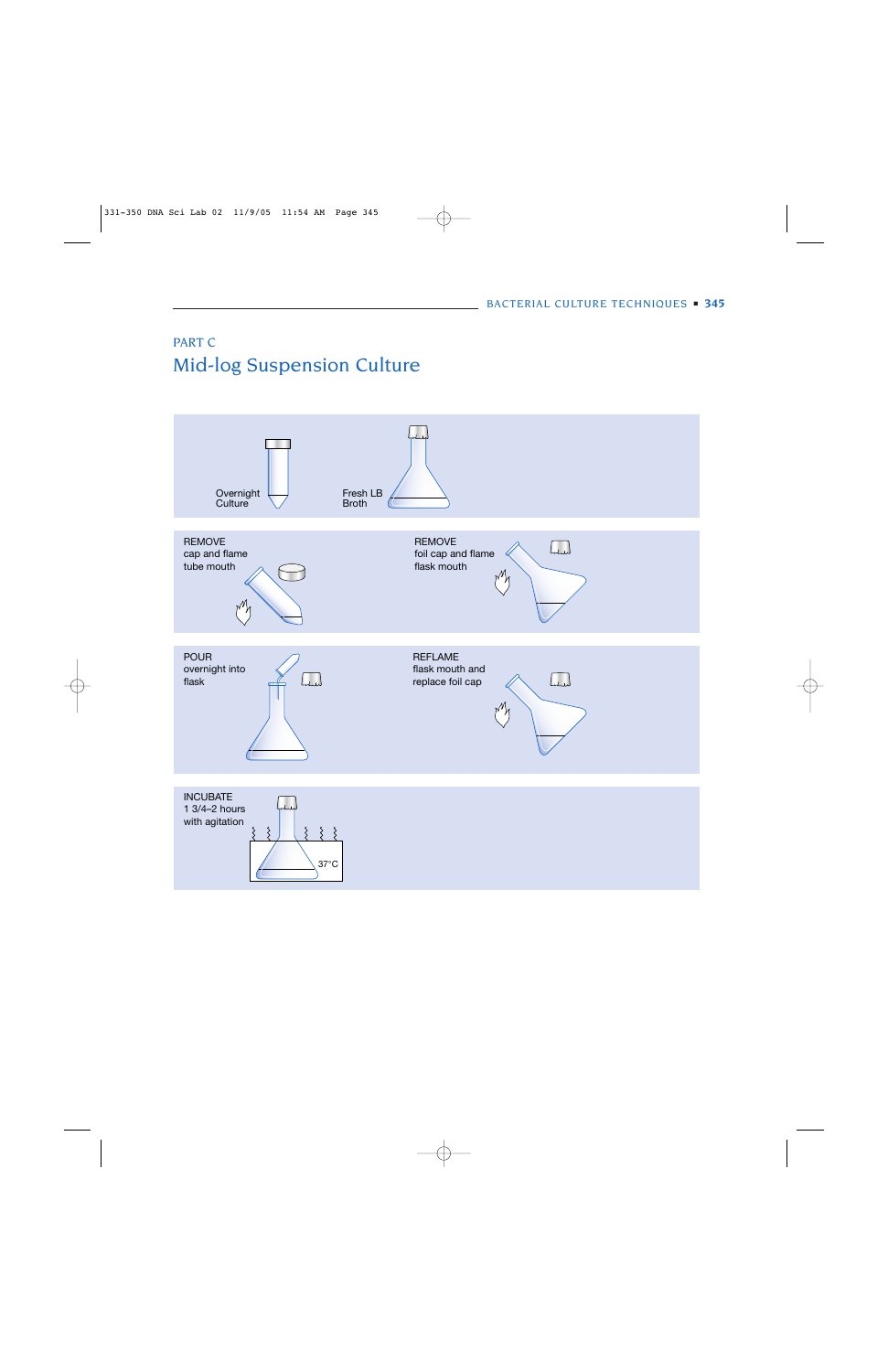PART C

# Mid-log Suspension Culture

Overnight Culture

Fresh LB Broth

REMOVE cap and flame tube mouth

REMOVE foil cap and flame flask mouth

POUR overnight into flask

REFLAME flask mouth and replace foil cap

INCUBATE 1 3/4–2 hours with agitation

37°C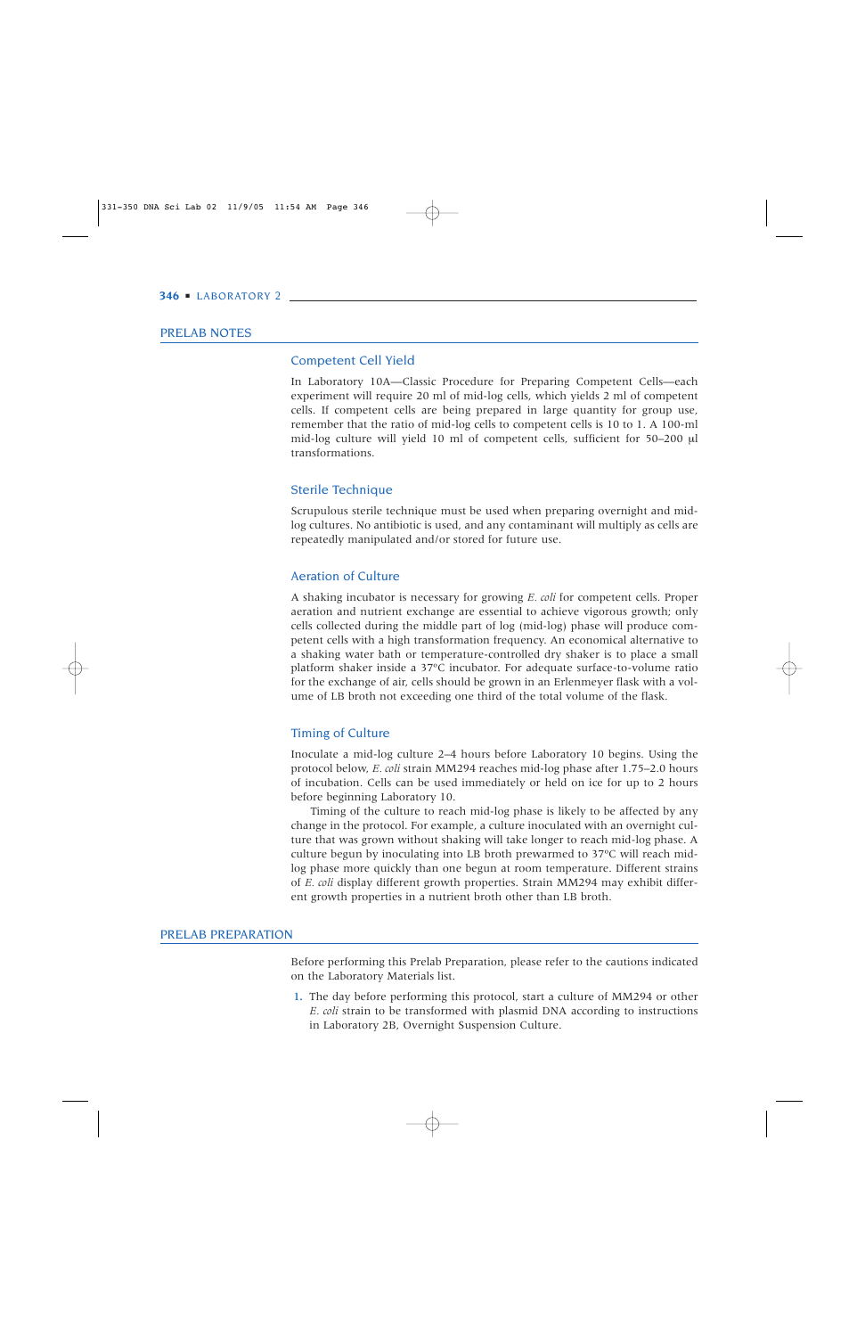## PRELAB NOTES

### Competent Cell Yield

In Laboratory 10A—Classic Procedure for Preparing Competent Cells—each experiment will require 20 ml of mid-log cells, which yields 2 ml of competent cells. If competent cells are being prepared in large quantity for group use, remember that the ratio of mid-log cells to competent cells is 10 to 1. A 100-ml mid-log culture will yield 10 ml of competent cells, sufficient for 50–200 μl transformations.

### Sterile Technique

Scrupulous sterile technique must be used when preparing overnight and mid-log cultures. No antibiotic is used, and any contaminant will multiply as cells are repeatedly manipulated and/or stored for future use.

### Aeration of Culture

A shaking incubator is necessary for growing *E. coli* for competent cells. Proper aeration and nutrient exchange are essential to achieve vigorous growth; only cells collected during the middle part of log (mid-log) phase will produce competent cells with a high transformation frequency. An economical alternative to a shaking water bath or temperature-controlled dry shaker is to place a small platform shaker inside a 37°C incubator. For adequate surface-to-volume ratio for the exchange of air, cells should be grown in an Erlenmeyer flask with a volume of LB broth not exceeding one third of the total volume of the flask.

### Timing of Culture

Inoculate a mid-log culture 2–4 hours before Laboratory 10 begins. Using the protocol below, *E. coli* strain MM294 reaches mid-log phase after 1.75–2.0 hours of incubation. Cells can be used immediately or held on ice for up to 2 hours before beginning Laboratory 10.

Timing of the culture to reach mid-log phase is likely to be affected by any change in the protocol. For example, a culture inoculated with an overnight culture that was grown without shaking will take longer to reach mid-log phase. A culture begun by inoculating into LB broth prewarmed to 37°C will reach mid-log phase more quickly than one begun at room temperature. Different strains of *E. coli* display different growth properties. Strain MM294 may exhibit different growth properties in a nutrient broth other than LB broth.

## PRELAB PREPARATION

Before performing this Prelab Preparation, please refer to the cautions indicated on the Laboratory Materials list.

1. The day before performing this protocol, start a culture of MM294 or other *E. coli* strain to be transformed with plasmid DNA according to instructions in Laboratory 2B, Overnight Suspension Culture.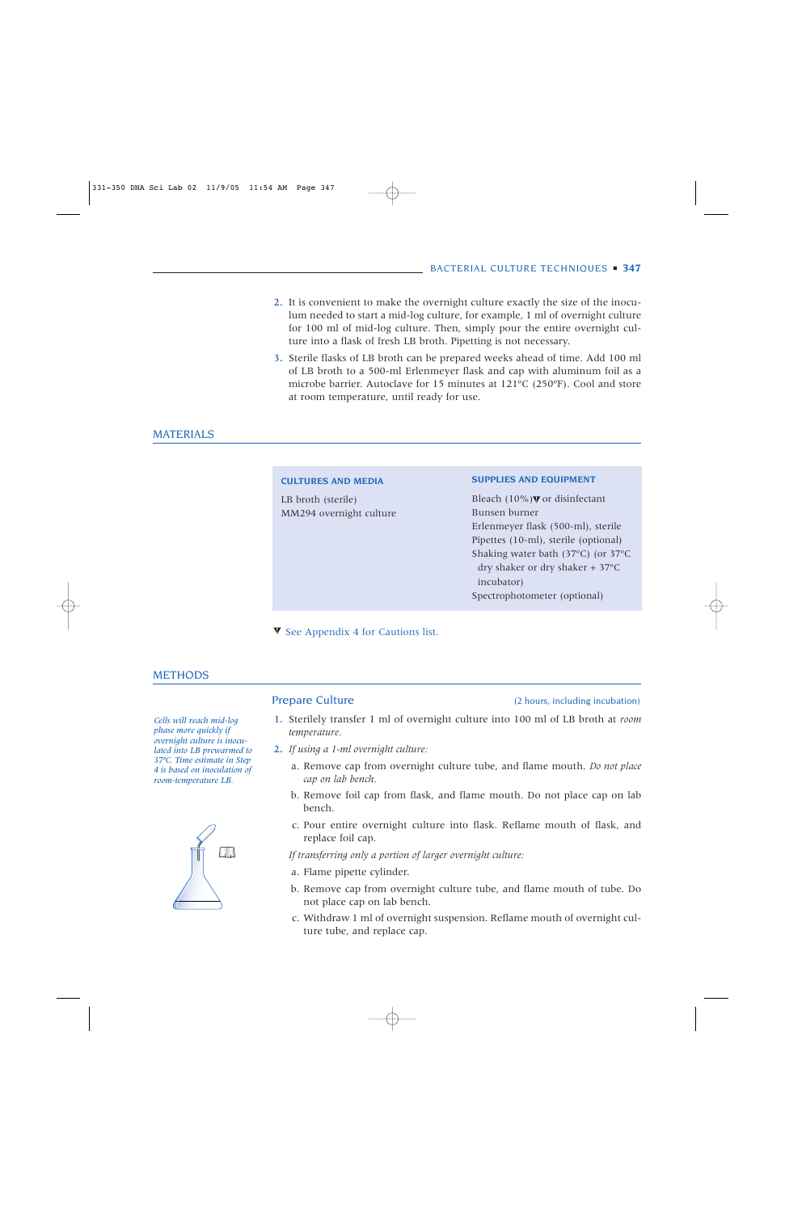2. It is convenient to make the overnight culture exactly the size of the inoculum needed to start a mid-log culture, for example, 1 ml of overnight culture for 100 ml of mid-log culture. Then, simply pour the entire overnight culture into a flask of fresh LB broth. Pipetting is not necessary.
3. Sterile flasks of LB broth can be prepared weeks ahead of time. Add 100 ml of LB broth to a 500-ml Erlenmeyer flask and cap with aluminum foil as a microbe barrier. Autoclave for 15 minutes at 121°C (250°F). Cool and store at room temperature, until ready for use.

## MATERIALS

| CULTURES AND MEDIA | SUPPLIES AND EQUIPMENT |
|---|---|
| LB broth (sterile) | Bleach (10%)▼ or disinfectant |
| MM294 overnight culture | Bunsen burner |
| | Erlenmeyer flask (500-ml), sterile |
| | Pipettes (10-ml), sterile (optional) |
| | Shaking water bath (37°C) (or 37°C dry shaker or dry shaker + 37°C incubator) |
| | Spectrophotometer (optional) |

▼ See Appendix 4 for Cautions list.

## METHODS

### Prepare Culture

(2 hours, including incubation)

*Cells will reach mid-log phase more quickly if overnight culture is inoculated into LB prewarmed to 37°C. Time estimate in Step 4 is based on inoculation of room-temperature LB.*

1. Sterilely transfer 1 ml of overnight culture into 100 ml of LB broth at *room temperature.*
2. *If using a 1-ml overnight culture:*
   a. Remove cap from overnight culture tube, and flame mouth. *Do not place cap on lab bench.*
   b. Remove foil cap from flask, and flame mouth. Do not place cap on lab bench.
   c. Pour entire overnight culture into flask. Reflame mouth of flask, and replace foil cap.

   *If transferring only a portion of larger overnight culture:*

   a. Flame pipette cylinder.
   b. Remove cap from overnight culture tube, and flame mouth of tube. Do not place cap on lab bench.
   c. Withdraw 1 ml of overnight suspension. Reflame mouth of overnight culture tube, and replace cap.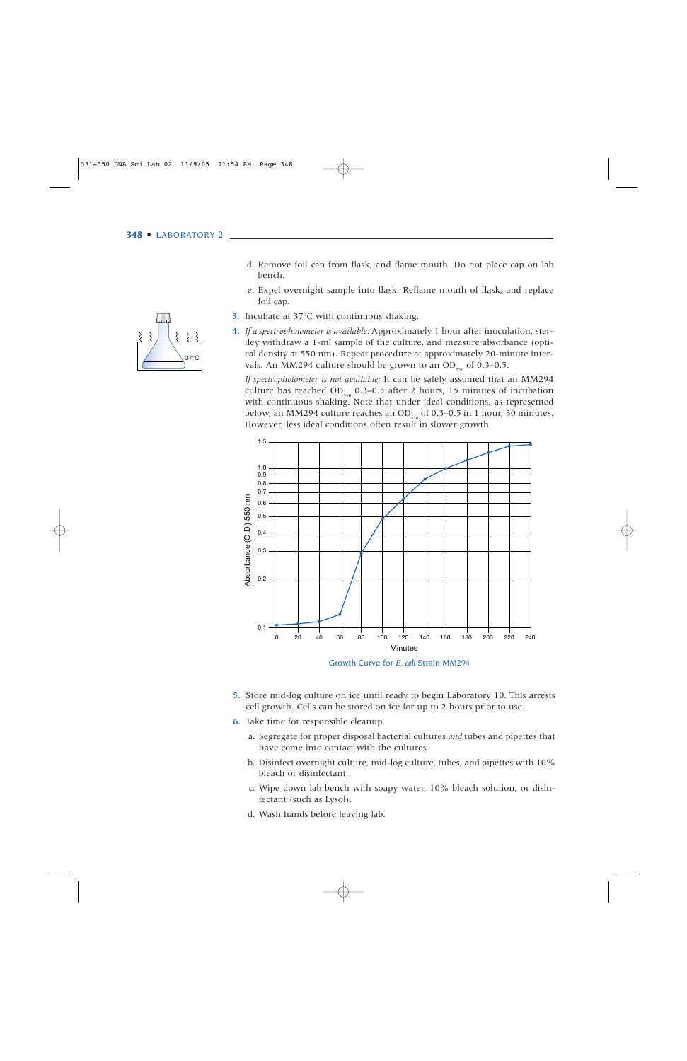d. Remove foil cap from flask, and flame mouth. Do not place cap on lab bench.

e. Expel overnight sample into flask. Reflame mouth of flask, and replace foil cap.

3. Incubate at 37°C with continuous shaking.

4. *If a spectrophotometer is available:* Approximately 1 hour after inoculation, steriley withdraw a 1-ml sample of the culture, and measure absorbance (optical density at 550 nm). Repeat procedure at approximately 20-minute intervals. An MM294 culture should be grown to an $OD_{550}$ of 0.3–0.5.

   *If spectrophotometer is not available:* It can be safely assumed that an MM294 culture has reached $OD_{550}$ 0.3–0.5 after 2 hours, 15 minutes of incubation with continuous shaking. Note that under ideal conditions, as represented below, an MM294 culture reaches an $OD_{550}$ of 0.3–0.5 in 1 hour, 30 minutes. However, less ideal conditions often result in slower growth.

Growth Curve for *E. coli* Strain MM294

5. Store mid-log culture on ice until ready to begin Laboratory 10. This arrests cell growth. Cells can be stored on ice for up to 2 hours prior to use.

6. Take time for responsible cleanup.

   a. Segregate for proper disposal bacterial cultures *and* tubes and pipettes that have come into contact with the cultures.

   b. Disinfect overnight culture, mid-log culture, tubes, and pipettes with 10% bleach or disinfectant.

   c. Wipe down lab bench with soapy water, 10% bleach solution, or disinfectant (such as Lysol).

   d. Wash hands before leaving lab.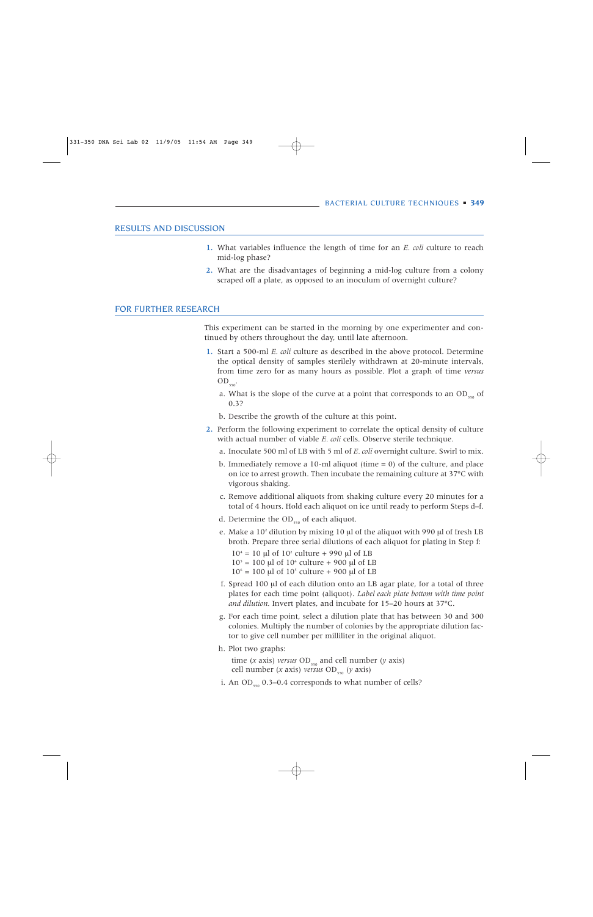## RESULTS AND DISCUSSION

1. What variables influence the length of time for an *E. coli* culture to reach mid-log phase?
2. What are the disadvantages of beginning a mid-log culture from a colony scraped off a plate, as opposed to an inoculum of overnight culture?

## FOR FURTHER RESEARCH

This experiment can be started in the morning by one experimenter and continued by others throughout the day, until late afternoon.

1. Start a 500-ml *E. coli* culture as described in the above protocol. Determine the optical density of samples sterilely withdrawn at 20-minute intervals, from time zero for as many hours as possible. Plot a graph of time *versus* $OD_{550}$.
   a. What is the slope of the curve at a point that corresponds to an $OD_{550}$ of 0.3?
   b. Describe the growth of the culture at this point.
2. Perform the following experiment to correlate the optical density of culture with actual number of viable *E. coli* cells. Observe sterile technique.
   a. Inoculate 500 ml of LB with 5 ml of *E. coli* overnight culture. Swirl to mix.
   b. Immediately remove a 10-ml aliquot (time = 0) of the culture, and place on ice to arrest growth. Then incubate the remaining culture at 37°C with vigorous shaking.
   c. Remove additional aliquots from shaking culture every 20 minutes for a total of 4 hours. Hold each aliquot on ice until ready to perform Steps d–f.
   d. Determine the $OD_{550}$ of each aliquot.
   e. Make a $10^2$ dilution by mixing 10 µl of the aliquot with 990 µl of fresh LB broth. Prepare three serial dilutions of each aliquot for plating in Step f:

      $10^4$ = 10 µl of $10^2$ culture + 990 µl of LB
      $10^5$ = 100 µl of $10^4$ culture + 900 µl of LB
      $10^6$ = 100 µl of $10^5$ culture + 900 µl of LB

   f. Spread 100 µl of each dilution onto an LB agar plate, for a total of three plates for each time point (aliquot). *Label each plate bottom with time point and dilution.* Invert plates, and incubate for 15–20 hours at 37°C.
   g. For each time point, select a dilution plate that has between 30 and 300 colonies. Multiply the number of colonies by the appropriate dilution factor to give cell number per milliliter in the original aliquot.
   h. Plot two graphs:

      time (*x* axis) *versus* $OD_{550}$ and cell number (*y* axis)
      cell number (*x* axis) *versus* $OD_{550}$ (*y* axis)

   i. An $OD_{550}$ 0.3–0.4 corresponds to what number of cells?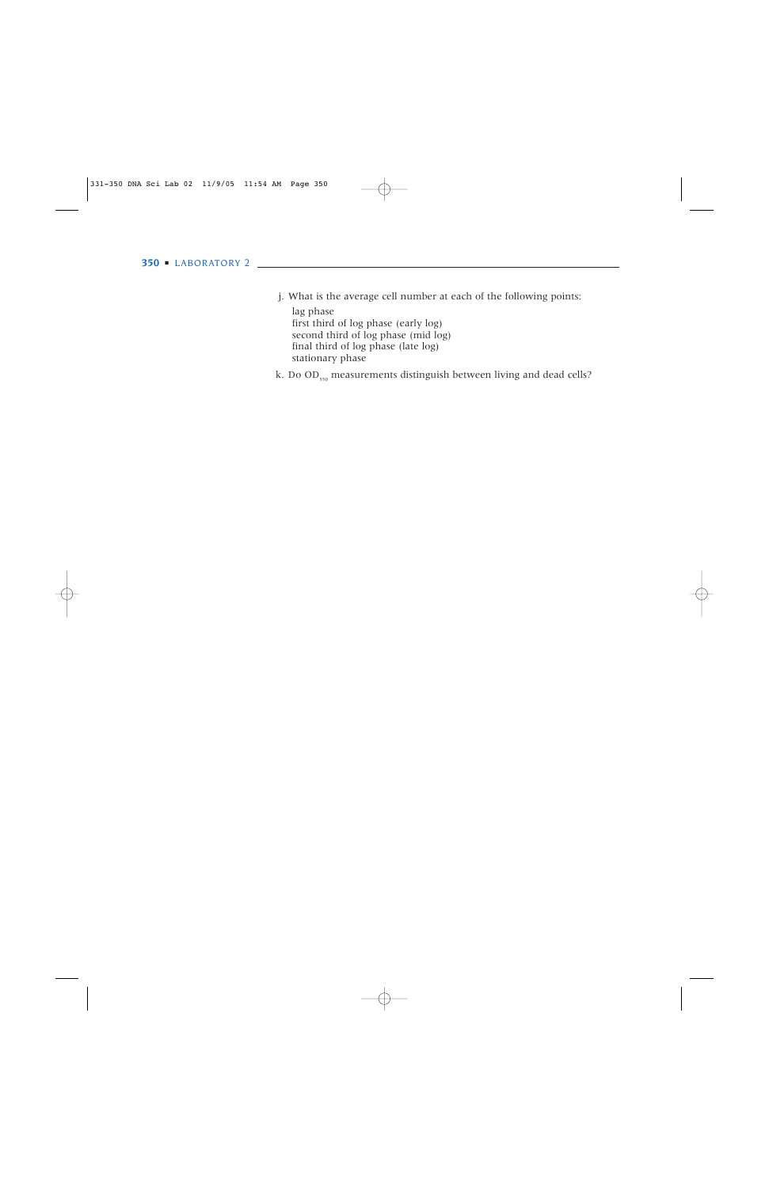j. What is the average cell number at each of the following points:

lag phase
first third of log phase (early log)
second third of log phase (mid log)
final third of log phase (late log)
stationary phase

k. Do $OD_{550}$ measurements distinguish between living and dead cells?